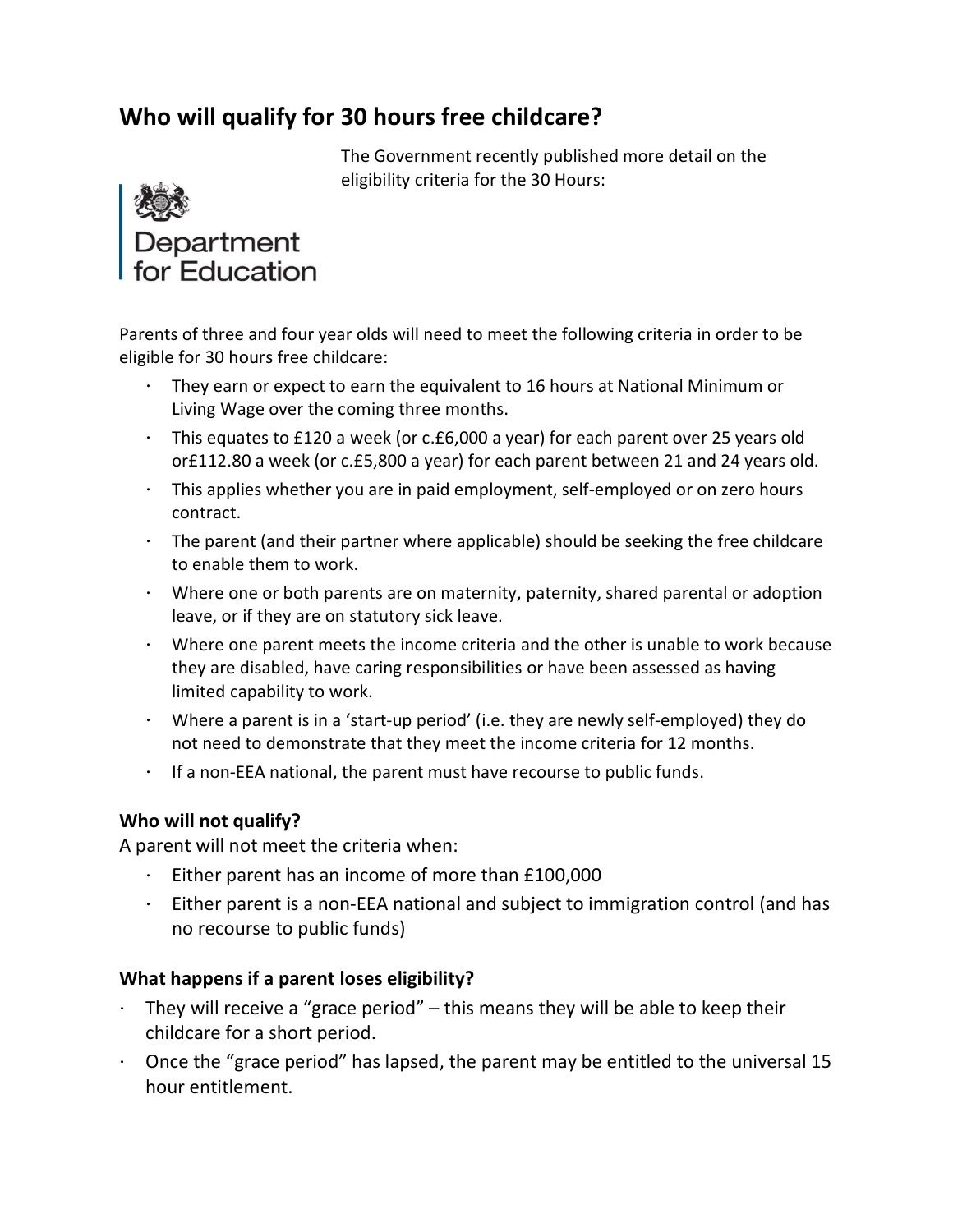# Who will qualify for 30 hours free childcare?

The Government recently published more detail on the eligibility criteria for the 30 Hours:

Department for Education

Parents of three and four year olds will need to meet the following criteria in order to be eligible for 30 hours free childcare:

- They earn or expect to earn the equivalent to 16 hours at National Minimum or Living Wage over the coming three months.
- This equates to £120 a week (or c.£6,000 a year) for each parent over 25 years old or£112.80 a week (or c.£5,800 a year) for each parent between 21 and 24 years old.
- This applies whether you are in paid employment, self-employed or on zero hours contract.
- The parent (and their partner where applicable) should be seeking the free childcare to enable them to work.
- Where one or both parents are on maternity, paternity, shared parental or adoption leave, or if they are on statutory sick leave.
- Where one parent meets the income criteria and the other is unable to work because they are disabled, have caring responsibilities or have been assessed as having limited capability to work.
- Where a parent is in a 'start-up period' (i.e. they are newly self-employed) they do not need to demonstrate that they meet the income criteria for 12 months.
- If a non-EEA national, the parent must have recourse to public funds.

### Who will not qualify?

A parent will not meet the criteria when:

- Either parent has an income of more than £100,000
- Either parent is a non-EEA national and subject to immigration control (and has no recourse to public funds)

### What happens if a parent loses eligibility?

- They will receive a "grace period" – this means they will be able to keep their childcare for a short period.
- Once the "grace period" has lapsed, the parent may be entitled to the universal 15 hour entitlement.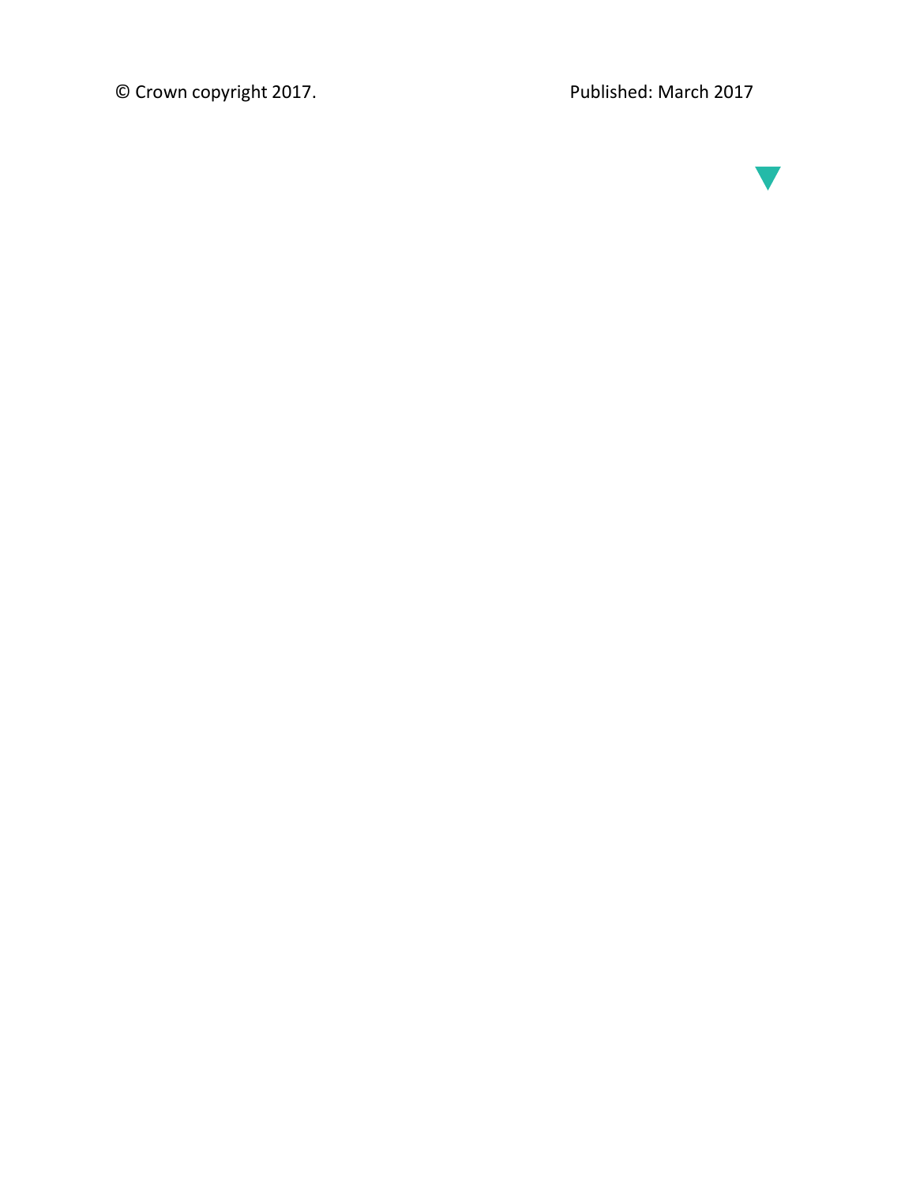© Crown copyright 2017.

Published: March 2017